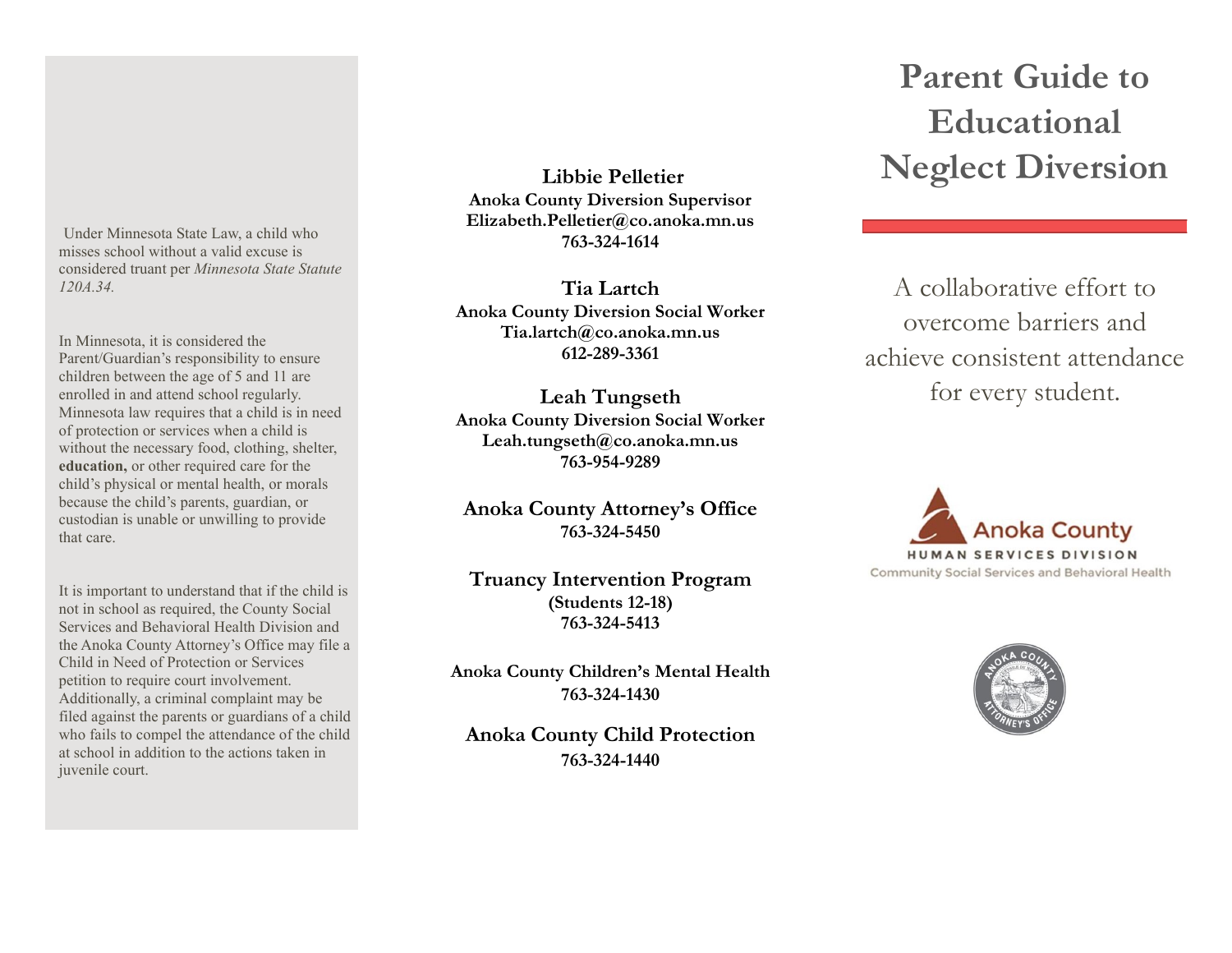Under Minnesota State Law, a child who misses school without a valid excuse is considered truant per *Minnesota State Statute 120A.34.*

In Minnesota, it is considered the Parent/Guardian's responsibility to ensure children between the age of 5 and 11 are enrolled in and attend school regularly. Minnesota law requires that a child is in need of protection or services when a child is without the necessary food, clothing, shelter, **education,** or other required care for the child's physical or mental health, or morals because the child's parents, guardian, or custodian is unable or unwilling to provide that care.

It is important to understand that if the child is not in school as required, the County Social Services and Behavioral Health Division and the Anoka County Attorney's Office may file a Child in Need of Protection or Services petition to require court involvement. Additionally, a criminal complaint may be filed against the parents or guardians of a child who fails to compel the attendance of the child at school in addition to the actions taken in juvenile court.

**Libbie Pelletier**
**Anoka County Diversion Supervisor**
**Elizabeth.Pelletier@co.anoka.mn.us**
**763-324-1614**

**Tia Lartch**
**Anoka County Diversion Social Worker**
**Tia.lartch@co.anoka.mn.us**
**612-289-3361**

**Leah Tungseth**
**Anoka County Diversion Social Worker**
**Leah.tungseth@co.anoka.mn.us**
**763-954-9289**

**Anoka County Attorney's Office**
**763-324-5450**

**Truancy Intervention Program**
**(Students 12-18)**
**763-324-5413**

**Anoka County Children's Mental Health**
**763-324-1430**

**Anoka County Child Protection**
**763-324-1440**

# Parent Guide to Educational Neglect Diversion

A collaborative effort to overcome barriers and achieve consistent attendance for every student.

Anoka County
HUMAN SERVICES DIVISION
Community Social Services and Behavioral Health

ANOKA COUNTY ATTORNEY'S OFFICE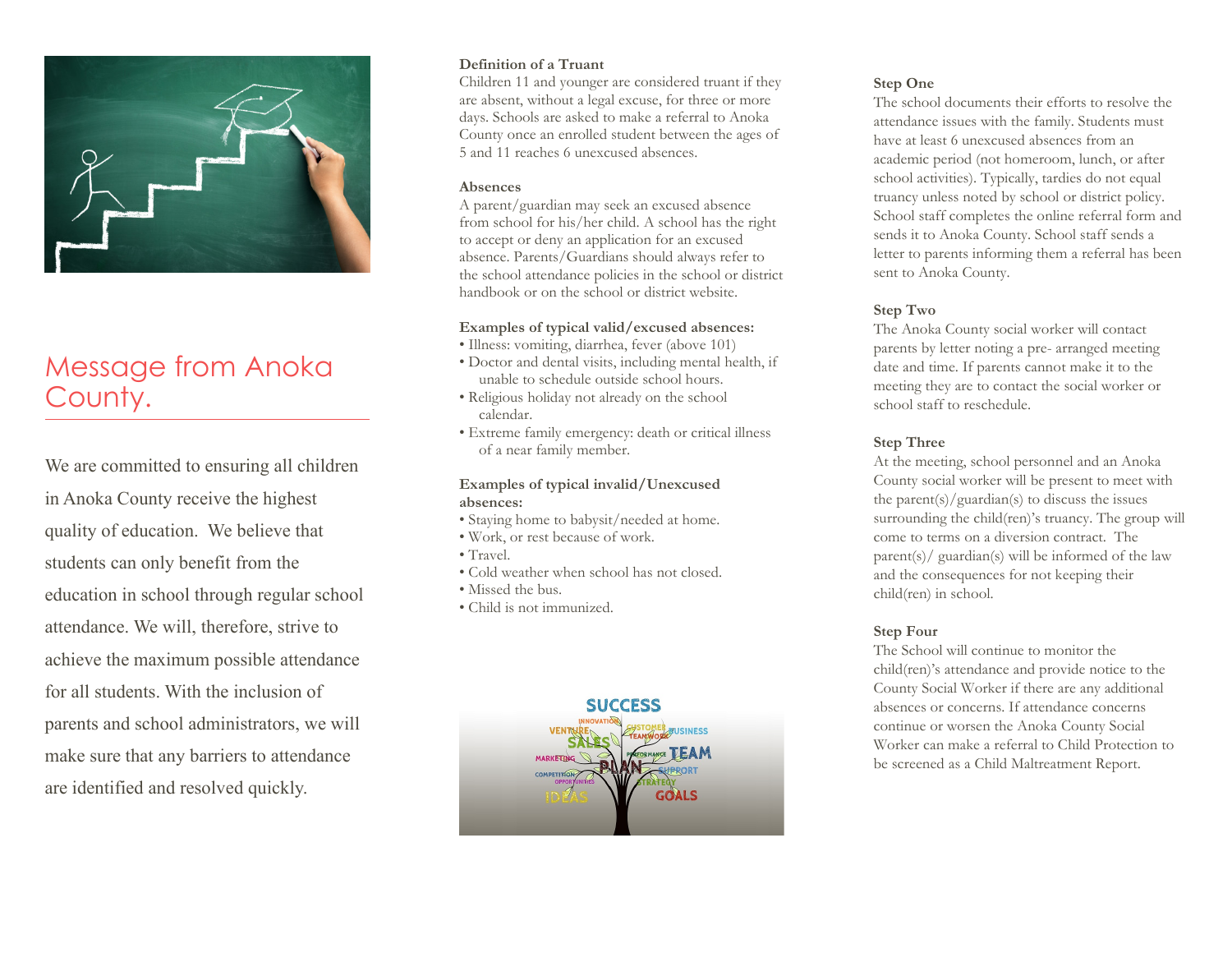## Message from Anoka County.

We are committed to ensuring all children in Anoka County receive the highest quality of education. We believe that students can only benefit from the education in school through regular school attendance. We will, therefore, strive to achieve the maximum possible attendance for all students. With the inclusion of parents and school administrators, we will make sure that any barriers to attendance are identified and resolved quickly.

**Definition of a Truant**

Children 11 and younger are considered truant if they are absent, without a legal excuse, for three or more days. Schools are asked to make a referral to Anoka County once an enrolled student between the ages of 5 and 11 reaches 6 unexcused absences.

**Absences**

A parent/guardian may seek an excused absence from school for his/her child. A school has the right to accept or deny an application for an excused absence. Parents/Guardians should always refer to the school attendance policies in the school or district handbook or on the school or district website.

**Examples of typical valid/excused absences:**

- Illness: vomiting, diarrhea, fever (above 101)
- Doctor and dental visits, including mental health, if unable to schedule outside school hours.
- Religious holiday not already on the school calendar.
- Extreme family emergency: death or critical illness of a near family member.

**Examples of typical invalid/Unexcused absences:**

- Staying home to babysit/needed at home.
- Work, or rest because of work.
- Travel.
- Cold weather when school has not closed.
- Missed the bus.
- Child is not immunized.

**Step One**

The school documents their efforts to resolve the attendance issues with the family. Students must have at least 6 unexcused absences from an academic period (not homeroom, lunch, or after school activities). Typically, tardies do not equal truancy unless noted by school or district policy. School staff completes the online referral form and sends it to Anoka County. School staff sends a letter to parents informing them a referral has been sent to Anoka County.

**Step Two**

The Anoka County social worker will contact parents by letter noting a pre- arranged meeting date and time. If parents cannot make it to the meeting they are to contact the social worker or school staff to reschedule.

**Step Three**

At the meeting, school personnel and an Anoka County social worker will be present to meet with the parent(s)/guardian(s) to discuss the issues surrounding the child(ren)'s truancy. The group will come to terms on a diversion contract. The parent(s)/ guardian(s) will be informed of the law and the consequences for not keeping their child(ren) in school.

**Step Four**

The School will continue to monitor the child(ren)'s attendance and provide notice to the County Social Worker if there are any additional absences or concerns. If attendance concerns continue or worsen the Anoka County Social Worker can make a referral to Child Protection to be screened as a Child Maltreatment Report.